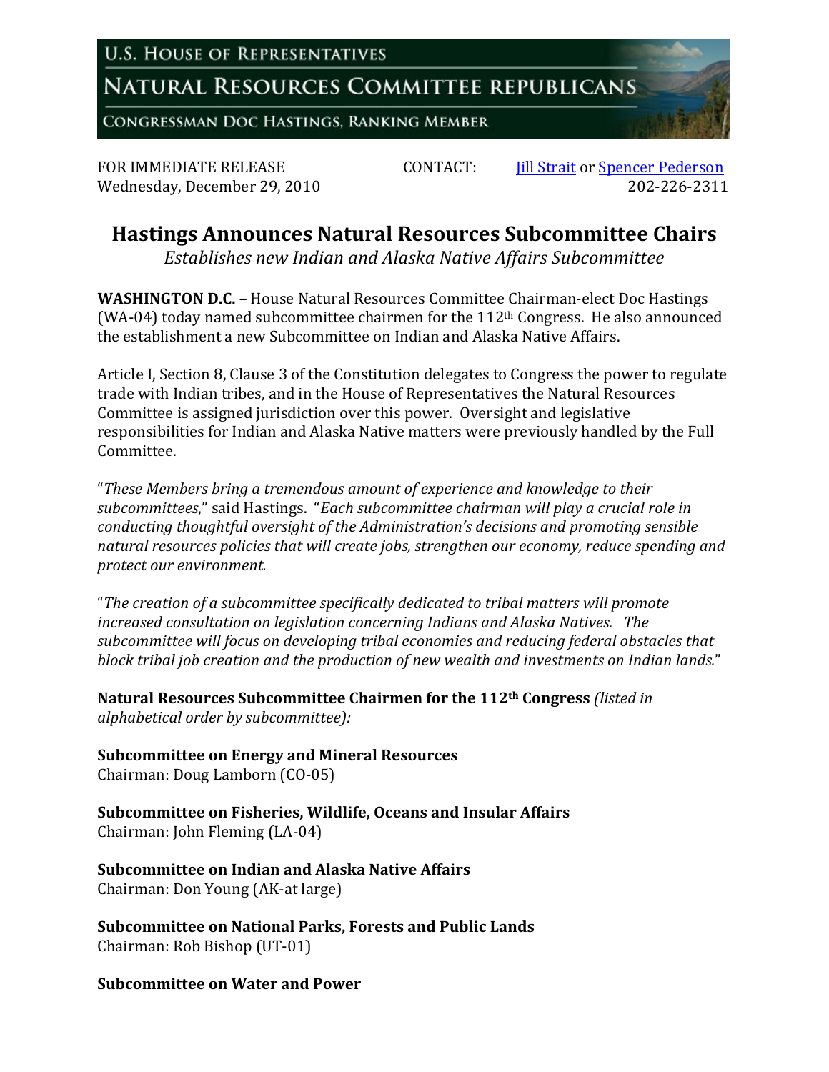U.S. House of Representatives

Natural Resources Committee Republicans

Congressman Doc Hastings, Ranking Member

FOR IMMEDIATE RELEASE
Wednesday, December 29, 2010

CONTACT: [Jill Strait]() or [Spencer Pederson]()
202-226-2311

# Hastings Announces Natural Resources Subcommittee Chairs

*Establishes new Indian and Alaska Native Affairs Subcommittee*

**WASHINGTON D.C. –** House Natural Resources Committee Chairman-elect Doc Hastings (WA-04) today named subcommittee chairmen for the 112th Congress. He also announced the establishment a new Subcommittee on Indian and Alaska Native Affairs.

Article I, Section 8, Clause 3 of the Constitution delegates to Congress the power to regulate trade with Indian tribes, and in the House of Representatives the Natural Resources Committee is assigned jurisdiction over this power. Oversight and legislative responsibilities for Indian and Alaska Native matters were previously handled by the Full Committee.

"*These Members bring a tremendous amount of experience and knowledge to their subcommittees*," said Hastings. "*Each subcommittee chairman will play a crucial role in conducting thoughtful oversight of the Administration's decisions and promoting sensible natural resources policies that will create jobs, strengthen our economy, reduce spending and protect our environment.*

"*The creation of a subcommittee specifically dedicated to tribal matters will promote increased consultation on legislation concerning Indians and Alaska Natives. The subcommittee will focus on developing tribal economies and reducing federal obstacles that block tribal job creation and the production of new wealth and investments on Indian lands.*"

**Natural Resources Subcommittee Chairmen for the 112th Congress** *(listed in alphabetical order by subcommittee):*

**Subcommittee on Energy and Mineral Resources**
Chairman: Doug Lamborn (CO-05)

**Subcommittee on Fisheries, Wildlife, Oceans and Insular Affairs**
Chairman: John Fleming (LA-04)

**Subcommittee on Indian and Alaska Native Affairs**
Chairman: Don Young (AK-at large)

**Subcommittee on National Parks, Forests and Public Lands**
Chairman: Rob Bishop (UT-01)

**Subcommittee on Water and Power**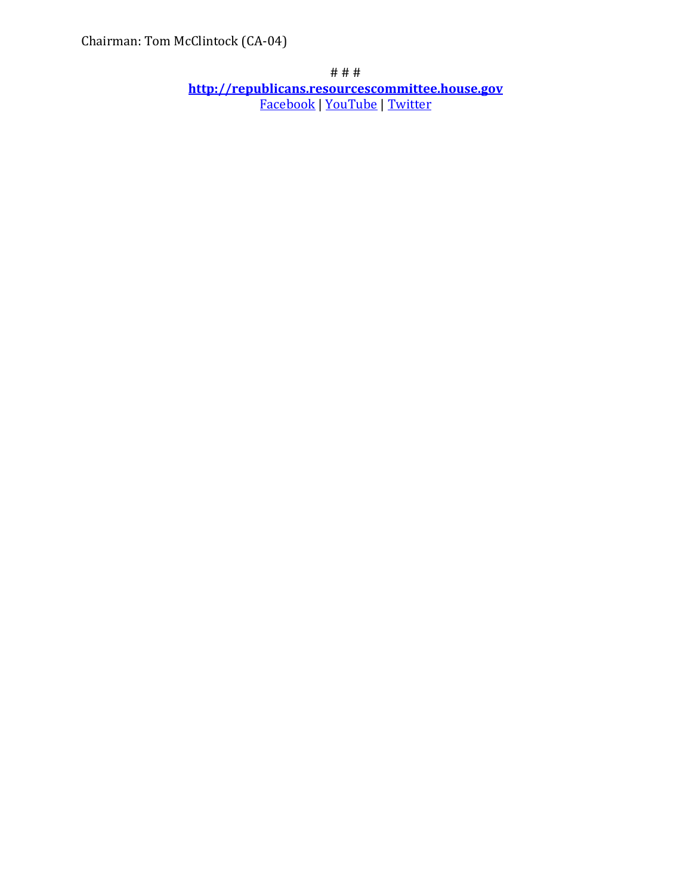Chairman: Tom McClintock (CA-04)

# # #

**http://republicans.resourcescommittee.house.gov**

Facebook | YouTube | Twitter